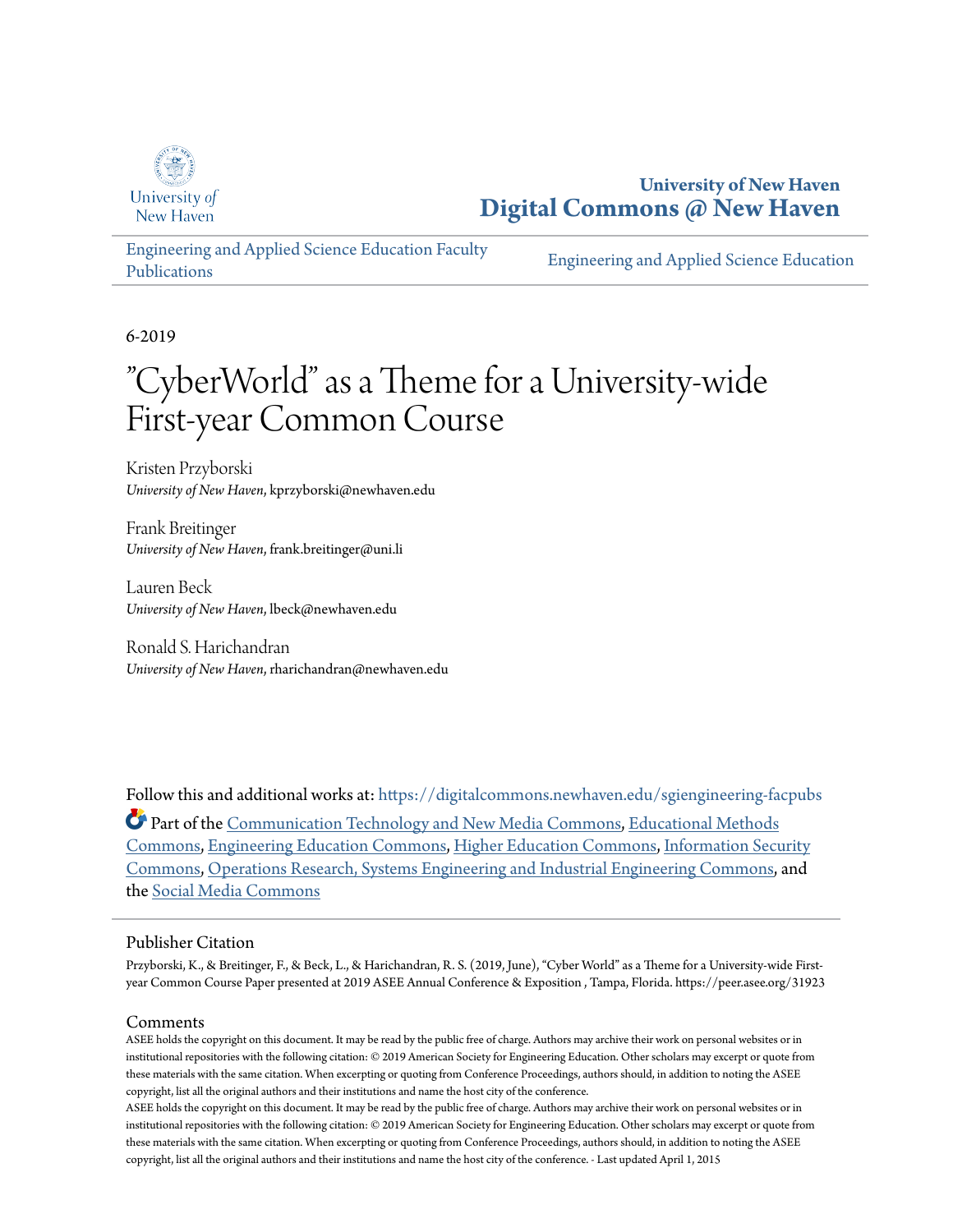University of New Haven

# University of New Haven
# Digital Commons @ New Haven

Engineering and Applied Science Education Faculty Publications | Engineering and Applied Science Education

6-2019

# "CyberWorld" as a Theme for a University-wide First-year Common Course

Kristen Przyborski
*University of New Haven*, kprzyborski@newhaven.edu

Frank Breitinger
*University of New Haven*, frank.breitinger@uni.li

Lauren Beck
*University of New Haven*, lbeck@newhaven.edu

Ronald S. Harichandran
*University of New Haven*, rharichandran@newhaven.edu

Follow this and additional works at: https://digitalcommons.newhaven.edu/sgiengineering-facpubs

Part of the Communication Technology and New Media Commons, Educational Methods Commons, Engineering Education Commons, Higher Education Commons, Information Security Commons, Operations Research, Systems Engineering and Industrial Engineering Commons, and the Social Media Commons

## Publisher Citation

Przyborski, K., & Breitinger, F., & Beck, L., & Harichandran, R. S. (2019, June), "Cyber World" as a Theme for a University-wide First-year Common Course Paper presented at 2019 ASEE Annual Conference & Exposition , Tampa, Florida. https://peer.asee.org/31923

## Comments

ASEE holds the copyright on this document. It may be read by the public free of charge. Authors may archive their work on personal websites or in institutional repositories with the following citation: © 2019 American Society for Engineering Education. Other scholars may excerpt or quote from these materials with the same citation. When excerpting or quoting from Conference Proceedings, authors should, in addition to noting the ASEE copyright, list all the original authors and their institutions and name the host city of the conference.
ASEE holds the copyright on this document. It may be read by the public free of charge. Authors may archive their work on personal websites or in institutional repositories with the following citation: © 2019 American Society for Engineering Education. Other scholars may excerpt or quote from these materials with the same citation. When excerpting or quoting from Conference Proceedings, authors should, in addition to noting the ASEE copyright, list all the original authors and their institutions and name the host city of the conference. - Last updated April 1, 2015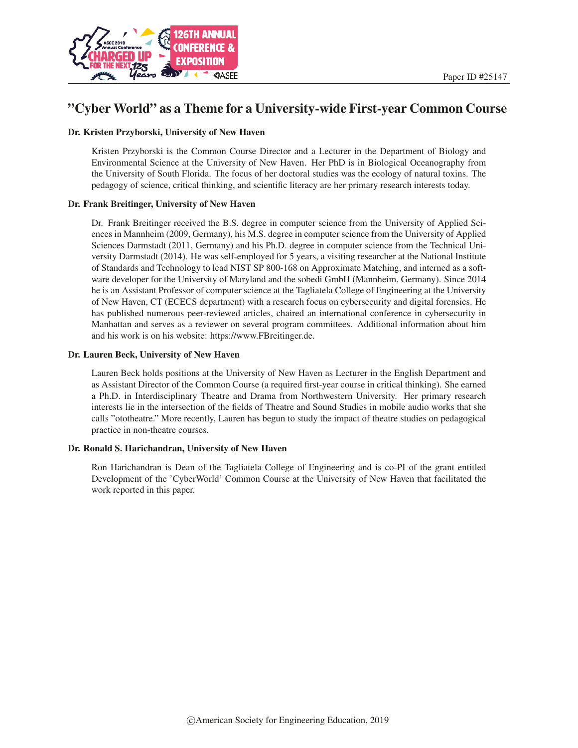# "Cyber World" as a Theme for a University-wide First-year Common Course

**Dr. Kristen Przyborski, University of New Haven**

Kristen Przyborski is the Common Course Director and a Lecturer in the Department of Biology and Environmental Science at the University of New Haven. Her PhD is in Biological Oceanography from the University of South Florida. The focus of her doctoral studies was the ecology of natural toxins. The pedagogy of science, critical thinking, and scientific literacy are her primary research interests today.

**Dr. Frank Breitinger, University of New Haven**

Dr. Frank Breitinger received the B.S. degree in computer science from the University of Applied Sciences in Mannheim (2009, Germany), his M.S. degree in computer science from the University of Applied Sciences Darmstadt (2011, Germany) and his Ph.D. degree in computer science from the Technical University Darmstadt (2014). He was self-employed for 5 years, a visiting researcher at the National Institute of Standards and Technology to lead NIST SP 800-168 on Approximate Matching, and interned as a software developer for the University of Maryland and the sobedi GmbH (Mannheim, Germany). Since 2014 he is an Assistant Professor of computer science at the Tagliatela College of Engineering at the University of New Haven, CT (ECECS department) with a research focus on cybersecurity and digital forensics. He has published numerous peer-reviewed articles, chaired an international conference in cybersecurity in Manhattan and serves as a reviewer on several program committees. Additional information about him and his work is on his website: https://www.FBreitinger.de.

**Dr. Lauren Beck, University of New Haven**

Lauren Beck holds positions at the University of New Haven as Lecturer in the English Department and as Assistant Director of the Common Course (a required first-year course in critical thinking). She earned a Ph.D. in Interdisciplinary Theatre and Drama from Northwestern University. Her primary research interests lie in the intersection of the fields of Theatre and Sound Studies in mobile audio works that she calls "ototheatre." More recently, Lauren has begun to study the impact of theatre studies on pedagogical practice in non-theatre courses.

**Dr. Ronald S. Harichandran, University of New Haven**

Ron Harichandran is Dean of the Tagliatela College of Engineering and is co-PI of the grant entitled Development of the 'CyberWorld' Common Course at the University of New Haven that facilitated the work reported in this paper.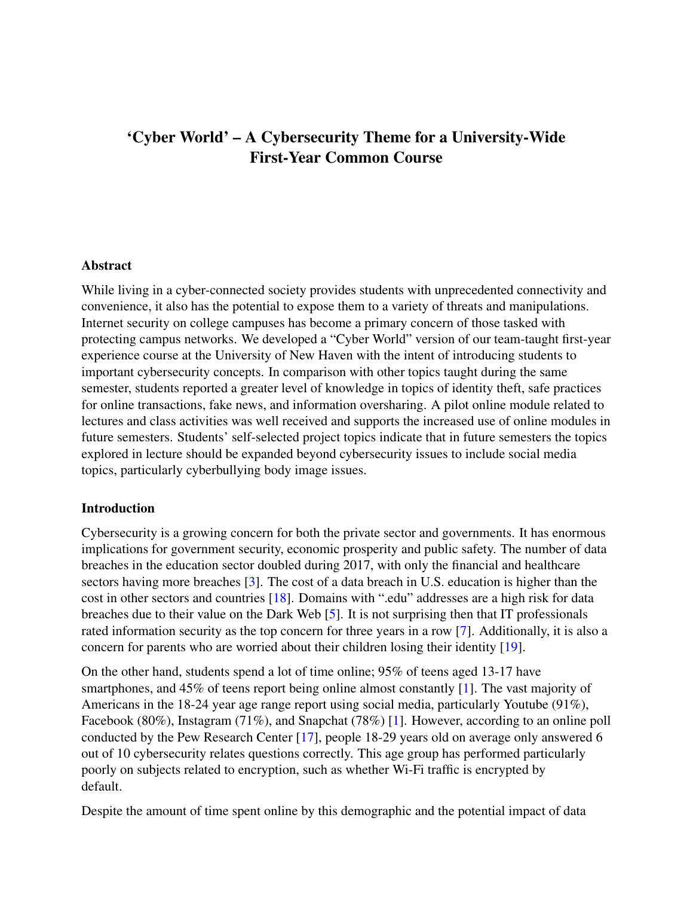# 'Cyber World' – A Cybersecurity Theme for a University-Wide First-Year Common Course

## Abstract

While living in a cyber-connected society provides students with unprecedented connectivity and convenience, it also has the potential to expose them to a variety of threats and manipulations. Internet security on college campuses has become a primary concern of those tasked with protecting campus networks. We developed a "Cyber World" version of our team-taught first-year experience course at the University of New Haven with the intent of introducing students to important cybersecurity concepts. In comparison with other topics taught during the same semester, students reported a greater level of knowledge in topics of identity theft, safe practices for online transactions, fake news, and information oversharing. A pilot online module related to lectures and class activities was well received and supports the increased use of online modules in future semesters. Students' self-selected project topics indicate that in future semesters the topics explored in lecture should be expanded beyond cybersecurity issues to include social media topics, particularly cyberbullying body image issues.

## Introduction

Cybersecurity is a growing concern for both the private sector and governments. It has enormous implications for government security, economic prosperity and public safety. The number of data breaches in the education sector doubled during 2017, with only the financial and healthcare sectors having more breaches [3]. The cost of a data breach in U.S. education is higher than the cost in other sectors and countries [18]. Domains with ".edu" addresses are a high risk for data breaches due to their value on the Dark Web [5]. It is not surprising then that IT professionals rated information security as the top concern for three years in a row [7]. Additionally, it is also a concern for parents who are worried about their children losing their identity [19].

On the other hand, students spend a lot of time online; 95% of teens aged 13-17 have smartphones, and 45% of teens report being online almost constantly [1]. The vast majority of Americans in the 18-24 year age range report using social media, particularly Youtube (91%), Facebook (80%), Instagram (71%), and Snapchat (78%) [1]. However, according to an online poll conducted by the Pew Research Center [17], people 18-29 years old on average only answered 6 out of 10 cybersecurity relates questions correctly. This age group has performed particularly poorly on subjects related to encryption, such as whether Wi-Fi traffic is encrypted by default.

Despite the amount of time spent online by this demographic and the potential impact of data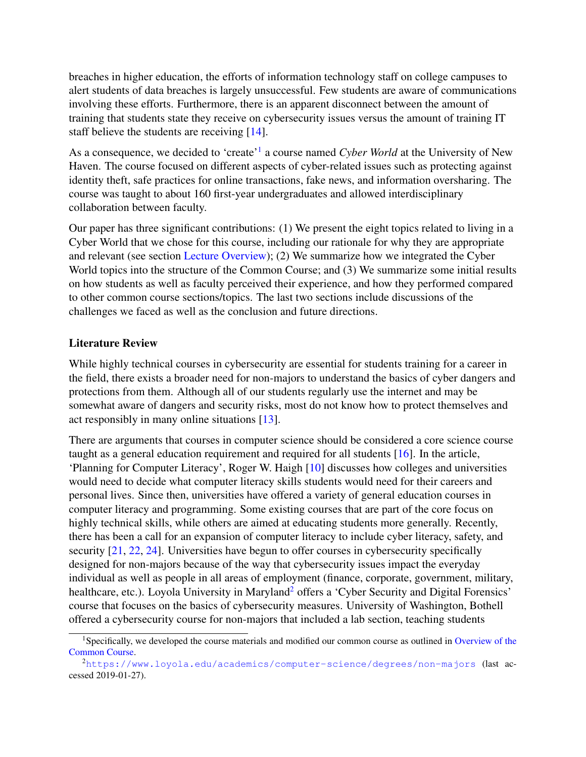breaches in higher education, the efforts of information technology staff on college campuses to alert students of data breaches is largely unsuccessful. Few students are aware of communications involving these efforts. Furthermore, there is an apparent disconnect between the amount of training that students state they receive on cybersecurity issues versus the amount of training IT staff believe the students are receiving [14].

As a consequence, we decided to 'create'[1] a course named *Cyber World* at the University of New Haven. The course focused on different aspects of cyber-related issues such as protecting against identity theft, safe practices for online transactions, fake news, and information oversharing. The course was taught to about 160 first-year undergraduates and allowed interdisciplinary collaboration between faculty.

Our paper has three significant contributions: (1) We present the eight topics related to living in a Cyber World that we chose for this course, including our rationale for why they are appropriate and relevant (see section Lecture Overview); (2) We summarize how we integrated the Cyber World topics into the structure of the Common Course; and (3) We summarize some initial results on how students as well as faculty perceived their experience, and how they performed compared to other common course sections/topics. The last two sections include discussions of the challenges we faced as well as the conclusion and future directions.

## Literature Review

While highly technical courses in cybersecurity are essential for students training for a career in the field, there exists a broader need for non-majors to understand the basics of cyber dangers and protections from them. Although all of our students regularly use the internet and may be somewhat aware of dangers and security risks, most do not know how to protect themselves and act responsibly in many online situations [13].

There are arguments that courses in computer science should be considered a core science course taught as a general education requirement and required for all students [16]. In the article, 'Planning for Computer Literacy', Roger W. Haigh [10] discusses how colleges and universities would need to decide what computer literacy skills students would need for their careers and personal lives. Since then, universities have offered a variety of general education courses in computer literacy and programming. Some existing courses that are part of the core focus on highly technical skills, while others are aimed at educating students more generally. Recently, there has been a call for an expansion of computer literacy to include cyber literacy, safety, and security [21, 22, 24]. Universities have begun to offer courses in cybersecurity specifically designed for non-majors because of the way that cybersecurity issues impact the everyday individual as well as people in all areas of employment (finance, corporate, government, military, healthcare, etc.). Loyola University in Maryland[2] offers a 'Cyber Security and Digital Forensics' course that focuses on the basics of cybersecurity measures. University of Washington, Bothell offered a cybersecurity course for non-majors that included a lab section, teaching students

---

[1] Specifically, we developed the course materials and modified our common course as outlined in Overview of the Common Course.

[2] https://www.loyola.edu/academics/computer-science/degrees/non-majors (last accessed 2019-01-27).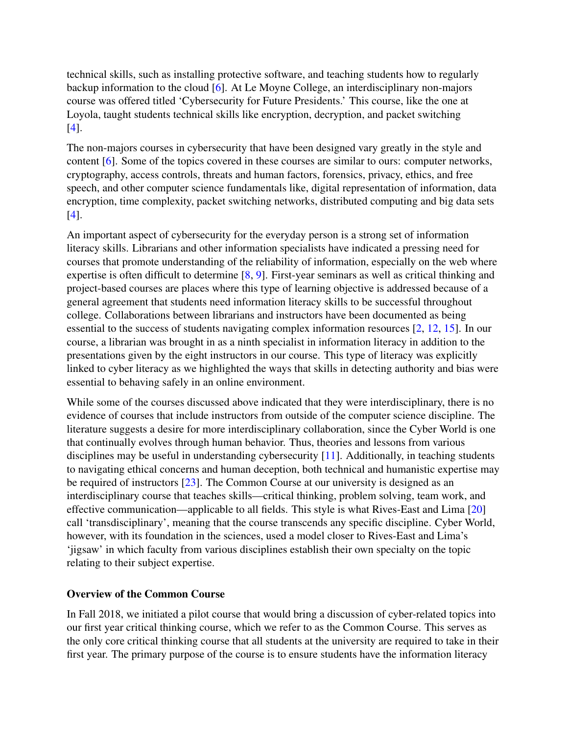technical skills, such as installing protective software, and teaching students how to regularly backup information to the cloud [6]. At Le Moyne College, an interdisciplinary non-majors course was offered titled 'Cybersecurity for Future Presidents.' This course, like the one at Loyola, taught students technical skills like encryption, decryption, and packet switching [4].

The non-majors courses in cybersecurity that have been designed vary greatly in the style and content [6]. Some of the topics covered in these courses are similar to ours: computer networks, cryptography, access controls, threats and human factors, forensics, privacy, ethics, and free speech, and other computer science fundamentals like, digital representation of information, data encryption, time complexity, packet switching networks, distributed computing and big data sets [4].

An important aspect of cybersecurity for the everyday person is a strong set of information literacy skills. Librarians and other information specialists have indicated a pressing need for courses that promote understanding of the reliability of information, especially on the web where expertise is often difficult to determine [8, 9]. First-year seminars as well as critical thinking and project-based courses are places where this type of learning objective is addressed because of a general agreement that students need information literacy skills to be successful throughout college. Collaborations between librarians and instructors have been documented as being essential to the success of students navigating complex information resources [2, 12, 15]. In our course, a librarian was brought in as a ninth specialist in information literacy in addition to the presentations given by the eight instructors in our course. This type of literacy was explicitly linked to cyber literacy as we highlighted the ways that skills in detecting authority and bias were essential to behaving safely in an online environment.

While some of the courses discussed above indicated that they were interdisciplinary, there is no evidence of courses that include instructors from outside of the computer science discipline. The literature suggests a desire for more interdisciplinary collaboration, since the Cyber World is one that continually evolves through human behavior. Thus, theories and lessons from various disciplines may be useful in understanding cybersecurity [11]. Additionally, in teaching students to navigating ethical concerns and human deception, both technical and humanistic expertise may be required of instructors [23]. The Common Course at our university is designed as an interdisciplinary course that teaches skills—critical thinking, problem solving, team work, and effective communication—applicable to all fields. This style is what Rives-East and Lima [20] call 'transdisciplinary', meaning that the course transcends any specific discipline. Cyber World, however, with its foundation in the sciences, used a model closer to Rives-East and Lima's 'jigsaw' in which faculty from various disciplines establish their own specialty on the topic relating to their subject expertise.

**Overview of the Common Course**

In Fall 2018, we initiated a pilot course that would bring a discussion of cyber-related topics into our first year critical thinking course, which we refer to as the Common Course. This serves as the only core critical thinking course that all students at the university are required to take in their first year. The primary purpose of the course is to ensure students have the information literacy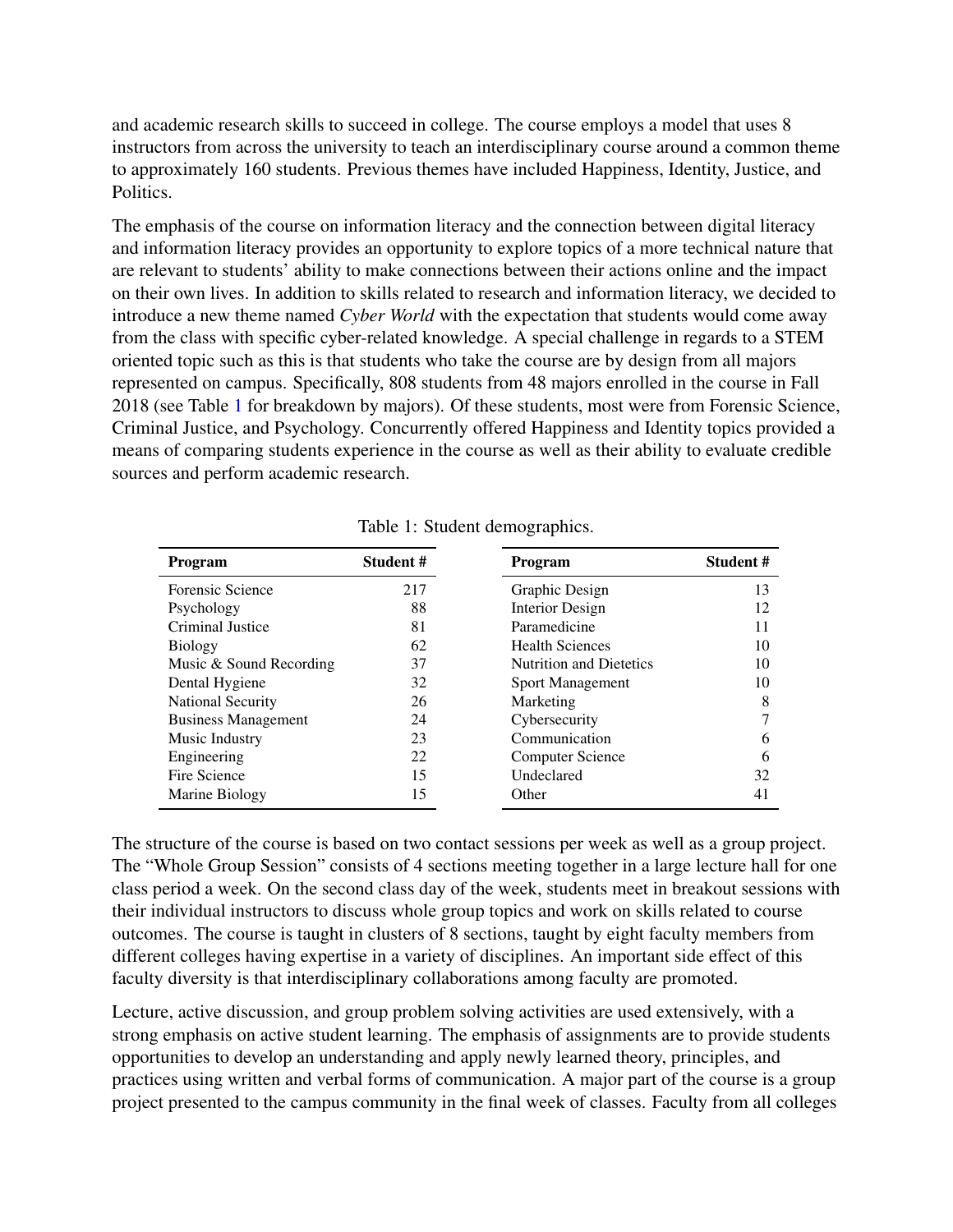and academic research skills to succeed in college. The course employs a model that uses 8 instructors from across the university to teach an interdisciplinary course around a common theme to approximately 160 students. Previous themes have included Happiness, Identity, Justice, and Politics.

The emphasis of the course on information literacy and the connection between digital literacy and information literacy provides an opportunity to explore topics of a more technical nature that are relevant to students' ability to make connections between their actions online and the impact on their own lives. In addition to skills related to research and information literacy, we decided to introduce a new theme named *Cyber World* with the expectation that students would come away from the class with specific cyber-related knowledge. A special challenge in regards to a STEM oriented topic such as this is that students who take the course are by design from all majors represented on campus. Specifically, 808 students from 48 majors enrolled in the course in Fall 2018 (see Table 1 for breakdown by majors). Of these students, most were from Forensic Science, Criminal Justice, and Psychology. Concurrently offered Happiness and Identity topics provided a means of comparing students experience in the course as well as their ability to evaluate credible sources and perform academic research.

Table 1: Student demographics.

| Program | Student # | Program | Student # |
|---|---|---|---|
| Forensic Science | 217 | Graphic Design | 13 |
| Psychology | 88 | Interior Design | 12 |
| Criminal Justice | 81 | Paramedicine | 11 |
| Biology | 62 | Health Sciences | 10 |
| Music & Sound Recording | 37 | Nutrition and Dietetics | 10 |
| Dental Hygiene | 32 | Sport Management | 10 |
| National Security | 26 | Marketing | 8 |
| Business Management | 24 | Cybersecurity | 7 |
| Music Industry | 23 | Communication | 6 |
| Engineering | 22 | Computer Science | 6 |
| Fire Science | 15 | Undeclared | 32 |
| Marine Biology | 15 | Other | 41 |

The structure of the course is based on two contact sessions per week as well as a group project. The "Whole Group Session" consists of 4 sections meeting together in a large lecture hall for one class period a week. On the second class day of the week, students meet in breakout sessions with their individual instructors to discuss whole group topics and work on skills related to course outcomes. The course is taught in clusters of 8 sections, taught by eight faculty members from different colleges having expertise in a variety of disciplines. An important side effect of this faculty diversity is that interdisciplinary collaborations among faculty are promoted.

Lecture, active discussion, and group problem solving activities are used extensively, with a strong emphasis on active student learning. The emphasis of assignments are to provide students opportunities to develop an understanding and apply newly learned theory, principles, and practices using written and verbal forms of communication. A major part of the course is a group project presented to the campus community in the final week of classes. Faculty from all colleges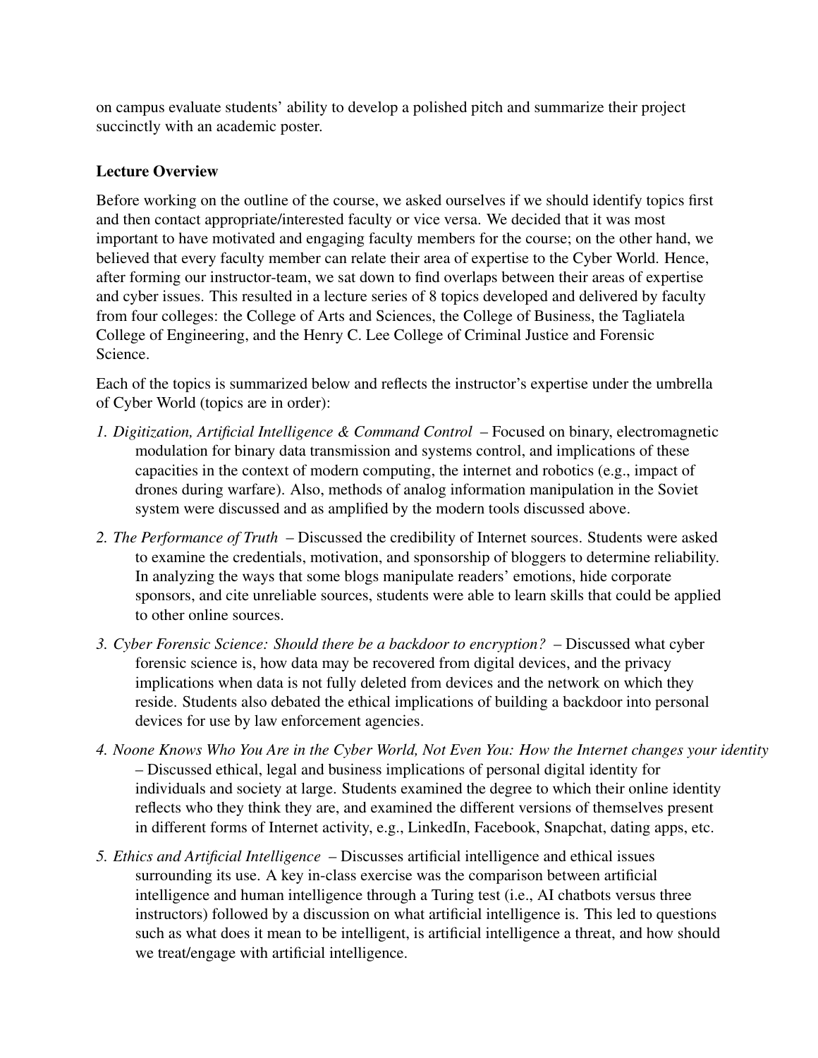on campus evaluate students' ability to develop a polished pitch and summarize their project succinctly with an academic poster.

**Lecture Overview**

Before working on the outline of the course, we asked ourselves if we should identify topics first and then contact appropriate/interested faculty or vice versa. We decided that it was most important to have motivated and engaging faculty members for the course; on the other hand, we believed that every faculty member can relate their area of expertise to the Cyber World. Hence, after forming our instructor-team, we sat down to find overlaps between their areas of expertise and cyber issues. This resulted in a lecture series of 8 topics developed and delivered by faculty from four colleges: the College of Arts and Sciences, the College of Business, the Tagliatela College of Engineering, and the Henry C. Lee College of Criminal Justice and Forensic Science.

Each of the topics is summarized below and reflects the instructor's expertise under the umbrella of Cyber World (topics are in order):

*1. Digitization, Artificial Intelligence & Command Control* – Focused on binary, electromagnetic modulation for binary data transmission and systems control, and implications of these capacities in the context of modern computing, the internet and robotics (e.g., impact of drones during warfare). Also, methods of analog information manipulation in the Soviet system were discussed and as amplified by the modern tools discussed above.

*2. The Performance of Truth* – Discussed the credibility of Internet sources. Students were asked to examine the credentials, motivation, and sponsorship of bloggers to determine reliability. In analyzing the ways that some blogs manipulate readers' emotions, hide corporate sponsors, and cite unreliable sources, students were able to learn skills that could be applied to other online sources.

*3. Cyber Forensic Science: Should there be a backdoor to encryption?* – Discussed what cyber forensic science is, how data may be recovered from digital devices, and the privacy implications when data is not fully deleted from devices and the network on which they reside. Students also debated the ethical implications of building a backdoor into personal devices for use by law enforcement agencies.

*4. Noone Knows Who You Are in the Cyber World, Not Even You: How the Internet changes your identity* – Discussed ethical, legal and business implications of personal digital identity for individuals and society at large. Students examined the degree to which their online identity reflects who they think they are, and examined the different versions of themselves present in different forms of Internet activity, e.g., LinkedIn, Facebook, Snapchat, dating apps, etc.

*5. Ethics and Artificial Intelligence* – Discusses artificial intelligence and ethical issues surrounding its use. A key in-class exercise was the comparison between artificial intelligence and human intelligence through a Turing test (i.e., AI chatbots versus three instructors) followed by a discussion on what artificial intelligence is. This led to questions such as what does it mean to be intelligent, is artificial intelligence a threat, and how should we treat/engage with artificial intelligence.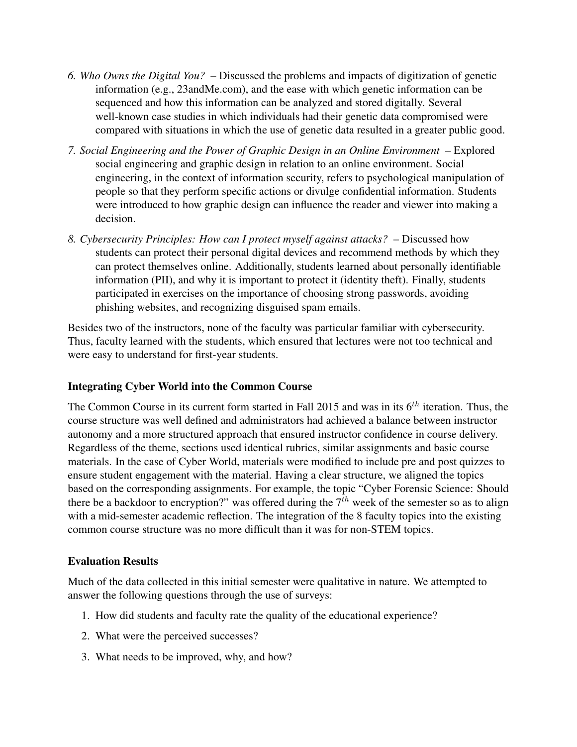6. *Who Owns the Digital You?* – Discussed the problems and impacts of digitization of genetic information (e.g., 23andMe.com), and the ease with which genetic information can be sequenced and how this information can be analyzed and stored digitally. Several well-known case studies in which individuals had their genetic data compromised were compared with situations in which the use of genetic data resulted in a greater public good.
7. *Social Engineering and the Power of Graphic Design in an Online Environment* – Explored social engineering and graphic design in relation to an online environment. Social engineering, in the context of information security, refers to psychological manipulation of people so that they perform specific actions or divulge confidential information. Students were introduced to how graphic design can influence the reader and viewer into making a decision.
8. *Cybersecurity Principles: How can I protect myself against attacks?* – Discussed how students can protect their personal digital devices and recommend methods by which they can protect themselves online. Additionally, students learned about personally identifiable information (PII), and why it is important to protect it (identity theft). Finally, students participated in exercises on the importance of choosing strong passwords, avoiding phishing websites, and recognizing disguised spam emails.

Besides two of the instructors, none of the faculty was particular familiar with cybersecurity. Thus, faculty learned with the students, which ensured that lectures were not too technical and were easy to understand for first-year students.

### Integrating Cyber World into the Common Course

The Common Course in its current form started in Fall 2015 and was in its $6^{th}$ iteration. Thus, the course structure was well defined and administrators had achieved a balance between instructor autonomy and a more structured approach that ensured instructor confidence in course delivery. Regardless of the theme, sections used identical rubrics, similar assignments and basic course materials. In the case of Cyber World, materials were modified to include pre and post quizzes to ensure student engagement with the material. Having a clear structure, we aligned the topics based on the corresponding assignments. For example, the topic "Cyber Forensic Science: Should there be a backdoor to encryption?" was offered during the $7^{th}$ week of the semester so as to align with a mid-semester academic reflection. The integration of the 8 faculty topics into the existing common course structure was no more difficult than it was for non-STEM topics.

### Evaluation Results

Much of the data collected in this initial semester were qualitative in nature. We attempted to answer the following questions through the use of surveys:

1. How did students and faculty rate the quality of the educational experience?
2. What were the perceived successes?
3. What needs to be improved, why, and how?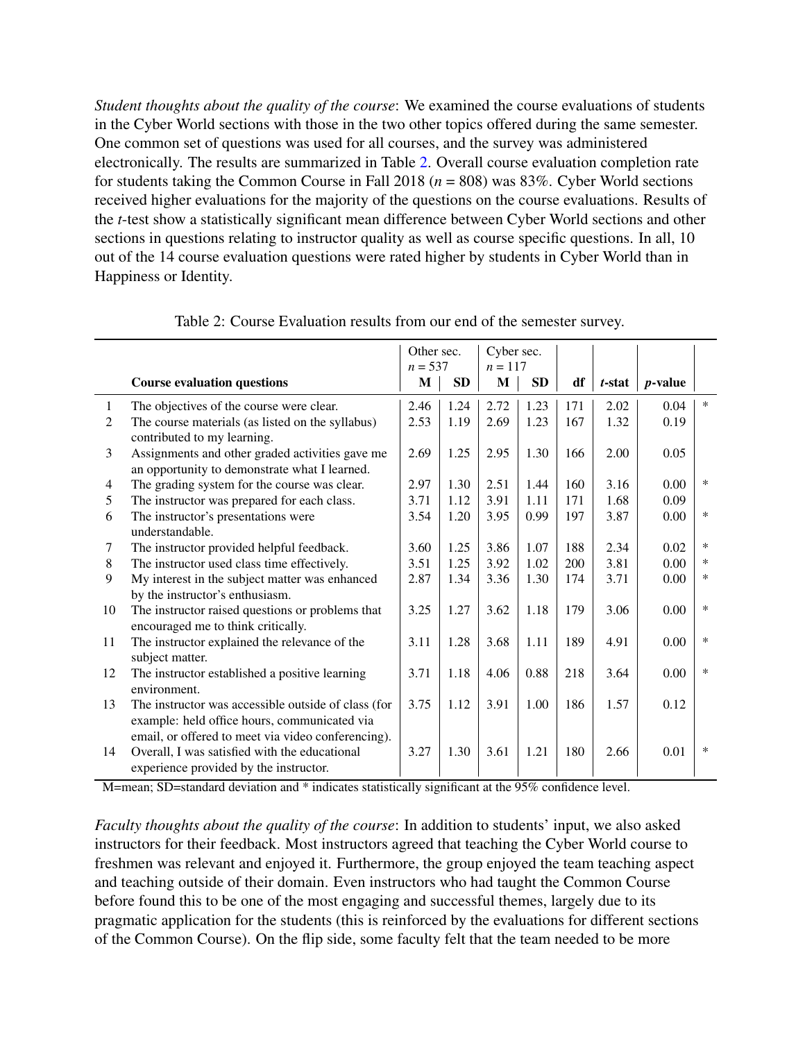*Student thoughts about the quality of the course*: We examined the course evaluations of students in the Cyber World sections with those in the two other topics offered during the same semester. One common set of questions was used for all courses, and the survey was administered electronically. The results are summarized in Table 2. Overall course evaluation completion rate for students taking the Common Course in Fall 2018 ($n$ = 808) was 83%. Cyber World sections received higher evaluations for the majority of the questions on the course evaluations. Results of the $t$-test show a statistically significant mean difference between Cyber World sections and other sections in questions relating to instructor quality as well as course specific questions. In all, 10 out of the 14 course evaluation questions were rated higher by students in Cyber World than in Happiness or Identity.

Table 2: Course Evaluation results from our end of the semester survey.

| | | Other sec. $n$ = 537 | | Cyber sec. $n$ = 117 | | | | | |
|---|---|---|---|---|---|---|---|---|---|
| | **Course evaluation questions** | **M** | **SD** | **M** | **SD** | **df** | $t$**-stat** | $p$**-value** | |
| 1 | The objectives of the course were clear. | 2.46 | 1.24 | 2.72 | 1.23 | 171 | 2.02 | 0.04 | * |
| 2 | The course materials (as listed on the syllabus) contributed to my learning. | 2.53 | 1.19 | 2.69 | 1.23 | 167 | 1.32 | 0.19 | |
| 3 | Assignments and other graded activities gave me an opportunity to demonstrate what I learned. | 2.69 | 1.25 | 2.95 | 1.30 | 166 | 2.00 | 0.05 | |
| 4 | The grading system for the course was clear. | 2.97 | 1.30 | 2.51 | 1.44 | 160 | 3.16 | 0.00 | * |
| 5 | The instructor was prepared for each class. | 3.71 | 1.12 | 3.91 | 1.11 | 171 | 1.68 | 0.09 | |
| 6 | The instructor's presentations were understandable. | 3.54 | 1.20 | 3.95 | 0.99 | 197 | 3.87 | 0.00 | * |
| 7 | The instructor provided helpful feedback. | 3.60 | 1.25 | 3.86 | 1.07 | 188 | 2.34 | 0.02 | * |
| 8 | The instructor used class time effectively. | 3.51 | 1.25 | 3.92 | 1.02 | 200 | 3.81 | 0.00 | * |
| 9 | My interest in the subject matter was enhanced by the instructor's enthusiasm. | 2.87 | 1.34 | 3.36 | 1.30 | 174 | 3.71 | 0.00 | * |
| 10 | The instructor raised questions or problems that encouraged me to think critically. | 3.25 | 1.27 | 3.62 | 1.18 | 179 | 3.06 | 0.00 | * |
| 11 | The instructor explained the relevance of the subject matter. | 3.11 | 1.28 | 3.68 | 1.11 | 189 | 4.91 | 0.00 | * |
| 12 | The instructor established a positive learning environment. | 3.71 | 1.18 | 4.06 | 0.88 | 218 | 3.64 | 0.00 | * |
| 13 | The instructor was accessible outside of class (for example: held office hours, communicated via email, or offered to meet via video conferencing). | 3.75 | 1.12 | 3.91 | 1.00 | 186 | 1.57 | 0.12 | |
| 14 | Overall, I was satisfied with the educational experience provided by the instructor. | 3.27 | 1.30 | 3.61 | 1.21 | 180 | 2.66 | 0.01 | * |

M=mean; SD=standard deviation and * indicates statistically significant at the 95% confidence level.

*Faculty thoughts about the quality of the course*: In addition to students' input, we also asked instructors for their feedback. Most instructors agreed that teaching the Cyber World course to freshmen was relevant and enjoyed it. Furthermore, the group enjoyed the team teaching aspect and teaching outside of their domain. Even instructors who had taught the Common Course before found this to be one of the most engaging and successful themes, largely due to its pragmatic application for the students (this is reinforced by the evaluations for different sections of the Common Course). On the flip side, some faculty felt that the team needed to be more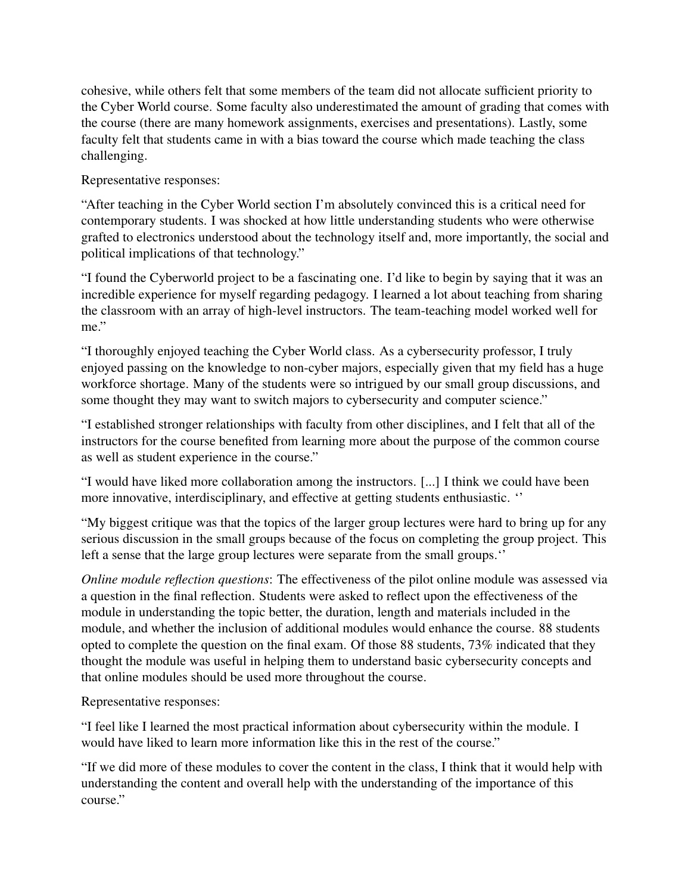cohesive, while others felt that some members of the team did not allocate sufficient priority to the Cyber World course. Some faculty also underestimated the amount of grading that comes with the course (there are many homework assignments, exercises and presentations). Lastly, some faculty felt that students came in with a bias toward the course which made teaching the class challenging.

Representative responses:

"After teaching in the Cyber World section I'm absolutely convinced this is a critical need for contemporary students. I was shocked at how little understanding students who were otherwise grafted to electronics understood about the technology itself and, more importantly, the social and political implications of that technology."

"I found the Cyberworld project to be a fascinating one. I'd like to begin by saying that it was an incredible experience for myself regarding pedagogy. I learned a lot about teaching from sharing the classroom with an array of high-level instructors. The team-teaching model worked well for me."

"I thoroughly enjoyed teaching the Cyber World class. As a cybersecurity professor, I truly enjoyed passing on the knowledge to non-cyber majors, especially given that my field has a huge workforce shortage. Many of the students were so intrigued by our small group discussions, and some thought they may want to switch majors to cybersecurity and computer science."

"I established stronger relationships with faculty from other disciplines, and I felt that all of the instructors for the course benefited from learning more about the purpose of the common course as well as student experience in the course."

"I would have liked more collaboration among the instructors. [...] I think we could have been more innovative, interdisciplinary, and effective at getting students enthusiastic. ''

"My biggest critique was that the topics of the larger group lectures were hard to bring up for any serious discussion in the small groups because of the focus on completing the group project. This left a sense that the large group lectures were separate from the small groups.''

*Online module reflection questions*: The effectiveness of the pilot online module was assessed via a question in the final reflection. Students were asked to reflect upon the effectiveness of the module in understanding the topic better, the duration, length and materials included in the module, and whether the inclusion of additional modules would enhance the course. 88 students opted to complete the question on the final exam. Of those 88 students, 73% indicated that they thought the module was useful in helping them to understand basic cybersecurity concepts and that online modules should be used more throughout the course.

Representative responses:

"I feel like I learned the most practical information about cybersecurity within the module. I would have liked to learn more information like this in the rest of the course."

"If we did more of these modules to cover the content in the class, I think that it would help with understanding the content and overall help with the understanding of the importance of this course."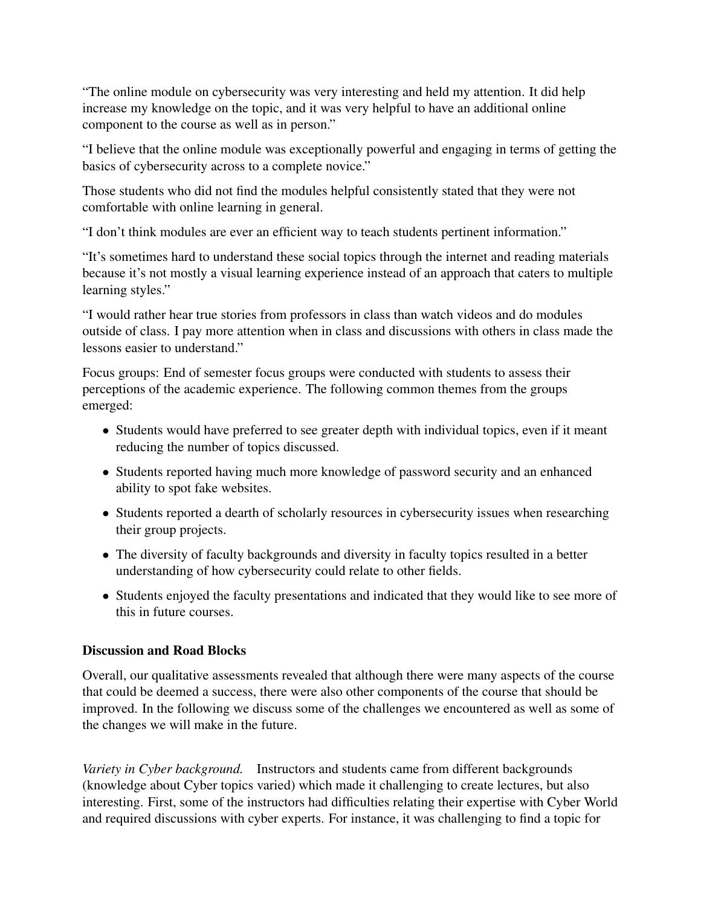"The online module on cybersecurity was very interesting and held my attention. It did help increase my knowledge on the topic, and it was very helpful to have an additional online component to the course as well as in person."

"I believe that the online module was exceptionally powerful and engaging in terms of getting the basics of cybersecurity across to a complete novice."

Those students who did not find the modules helpful consistently stated that they were not comfortable with online learning in general.

"I don't think modules are ever an efficient way to teach students pertinent information."

"It's sometimes hard to understand these social topics through the internet and reading materials because it's not mostly a visual learning experience instead of an approach that caters to multiple learning styles."

"I would rather hear true stories from professors in class than watch videos and do modules outside of class. I pay more attention when in class and discussions with others in class made the lessons easier to understand."

Focus groups: End of semester focus groups were conducted with students to assess their perceptions of the academic experience. The following common themes from the groups emerged:

- Students would have preferred to see greater depth with individual topics, even if it meant reducing the number of topics discussed.
- Students reported having much more knowledge of password security and an enhanced ability to spot fake websites.
- Students reported a dearth of scholarly resources in cybersecurity issues when researching their group projects.
- The diversity of faculty backgrounds and diversity in faculty topics resulted in a better understanding of how cybersecurity could relate to other fields.
- Students enjoyed the faculty presentations and indicated that they would like to see more of this in future courses.

**Discussion and Road Blocks**

Overall, our qualitative assessments revealed that although there were many aspects of the course that could be deemed a success, there were also other components of the course that should be improved. In the following we discuss some of the challenges we encountered as well as some of the changes we will make in the future.

*Variety in Cyber background.* Instructors and students came from different backgrounds (knowledge about Cyber topics varied) which made it challenging to create lectures, but also interesting. First, some of the instructors had difficulties relating their expertise with Cyber World and required discussions with cyber experts. For instance, it was challenging to find a topic for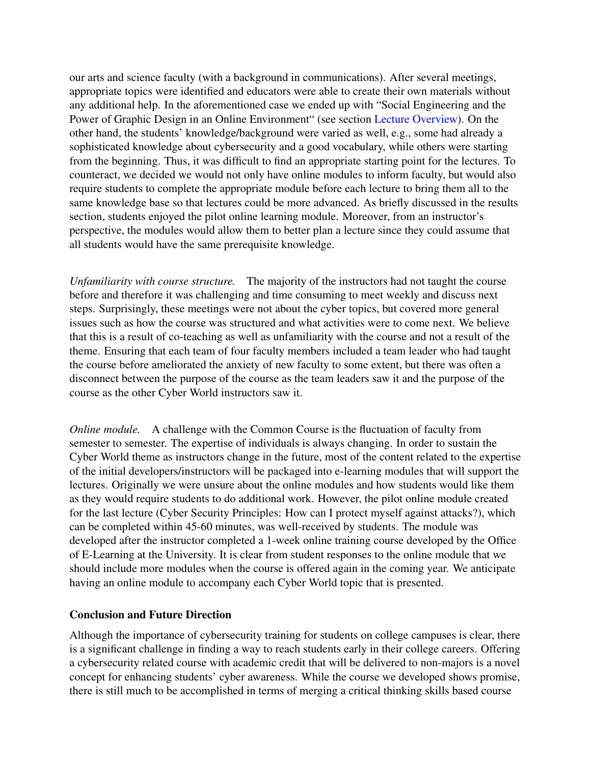our arts and science faculty (with a background in communications). After several meetings, appropriate topics were identified and educators were able to create their own materials without any additional help. In the aforementioned case we ended up with "Social Engineering and the Power of Graphic Design in an Online Environment" (see section Lecture Overview). On the other hand, the students' knowledge/background were varied as well, e.g., some had already a sophisticated knowledge about cybersecurity and a good vocabulary, while others were starting from the beginning. Thus, it was difficult to find an appropriate starting point for the lectures. To counteract, we decided we would not only have online modules to inform faculty, but would also require students to complete the appropriate module before each lecture to bring them all to the same knowledge base so that lectures could be more advanced. As briefly discussed in the results section, students enjoyed the pilot online learning module. Moreover, from an instructor's perspective, the modules would allow them to better plan a lecture since they could assume that all students would have the same prerequisite knowledge.

*Unfamiliarity with course structure.* The majority of the instructors had not taught the course before and therefore it was challenging and time consuming to meet weekly and discuss next steps. Surprisingly, these meetings were not about the cyber topics, but covered more general issues such as how the course was structured and what activities were to come next. We believe that this is a result of co-teaching as well as unfamiliarity with the course and not a result of the theme. Ensuring that each team of four faculty members included a team leader who had taught the course before ameliorated the anxiety of new faculty to some extent, but there was often a disconnect between the purpose of the course as the team leaders saw it and the purpose of the course as the other Cyber World instructors saw it.

*Online module.* A challenge with the Common Course is the fluctuation of faculty from semester to semester. The expertise of individuals is always changing. In order to sustain the Cyber World theme as instructors change in the future, most of the content related to the expertise of the initial developers/instructors will be packaged into e-learning modules that will support the lectures. Originally we were unsure about the online modules and how students would like them as they would require students to do additional work. However, the pilot online module created for the last lecture (Cyber Security Principles: How can I protect myself against attacks?), which can be completed within 45-60 minutes, was well-received by students. The module was developed after the instructor completed a 1-week online training course developed by the Office of E-Learning at the University. It is clear from student responses to the online module that we should include more modules when the course is offered again in the coming year. We anticipate having an online module to accompany each Cyber World topic that is presented.

## Conclusion and Future Direction

Although the importance of cybersecurity training for students on college campuses is clear, there is a significant challenge in finding a way to reach students early in their college careers. Offering a cybersecurity related course with academic credit that will be delivered to non-majors is a novel concept for enhancing students' cyber awareness. While the course we developed shows promise, there is still much to be accomplished in terms of merging a critical thinking skills based course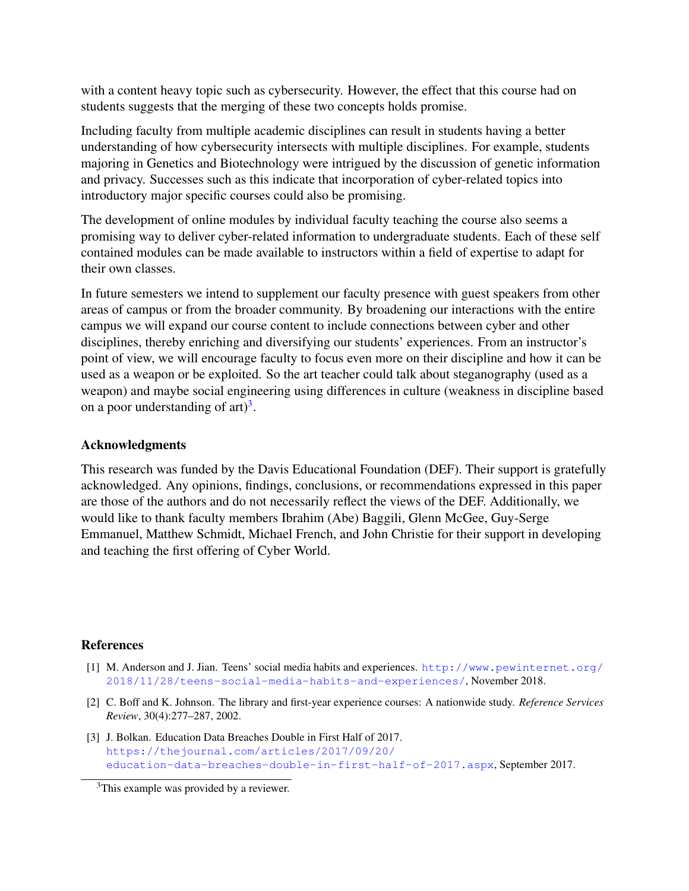with a content heavy topic such as cybersecurity. However, the effect that this course had on students suggests that the merging of these two concepts holds promise.

Including faculty from multiple academic disciplines can result in students having a better understanding of how cybersecurity intersects with multiple disciplines. For example, students majoring in Genetics and Biotechnology were intrigued by the discussion of genetic information and privacy. Successes such as this indicate that incorporation of cyber-related topics into introductory major specific courses could also be promising.

The development of online modules by individual faculty teaching the course also seems a promising way to deliver cyber-related information to undergraduate students. Each of these self contained modules can be made available to instructors within a field of expertise to adapt for their own classes.

In future semesters we intend to supplement our faculty presence with guest speakers from other areas of campus or from the broader community. By broadening our interactions with the entire campus we will expand our course content to include connections between cyber and other disciplines, thereby enriching and diversifying our students' experiences. From an instructor's point of view, we will encourage faculty to focus even more on their discipline and how it can be used as a weapon or be exploited. So the art teacher could talk about steganography (used as a weapon) and maybe social engineering using differences in culture (weakness in discipline based on a poor understanding of art)[3].

## Acknowledgments

This research was funded by the Davis Educational Foundation (DEF). Their support is gratefully acknowledged. Any opinions, findings, conclusions, or recommendations expressed in this paper are those of the authors and do not necessarily reflect the views of the DEF. Additionally, we would like to thank faculty members Ibrahim (Abe) Baggili, Glenn McGee, Guy-Serge Emmanuel, Matthew Schmidt, Michael French, and John Christie for their support in developing and teaching the first offering of Cyber World.

## References

[1] M. Anderson and J. Jian. Teens' social media habits and experiences. http://www.pewinternet.org/2018/11/28/teens-social-media-habits-and-experiences/, November 2018.

[2] C. Boff and K. Johnson. The library and first-year experience courses: A nationwide study. *Reference Services Review*, 30(4):277–287, 2002.

[3] J. Bolkan. Education Data Breaches Double in First Half of 2017. https://thejournal.com/articles/2017/09/20/education-data-breaches-double-in-first-half-of-2017.aspx, September 2017.

[3] This example was provided by a reviewer.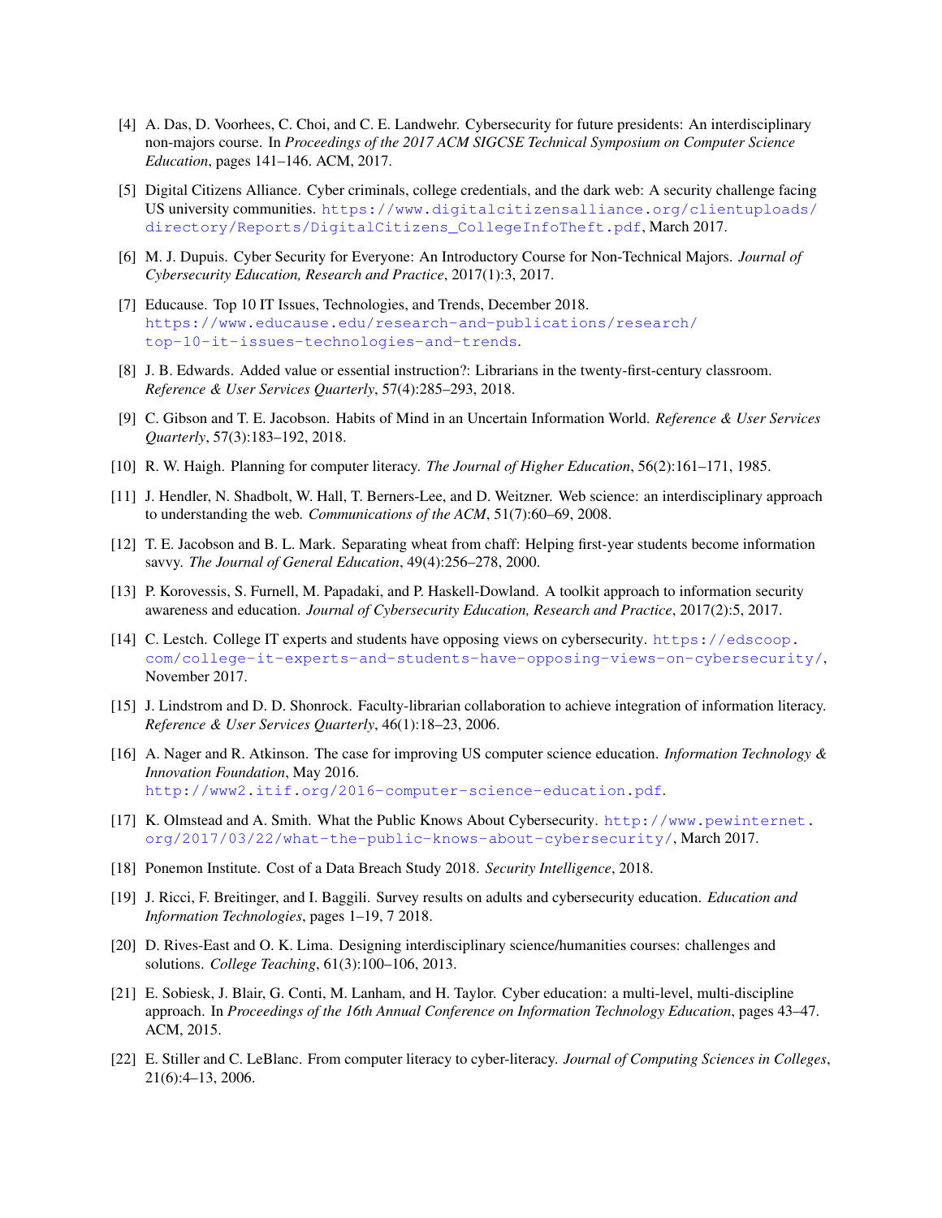[4] A. Das, D. Voorhees, C. Choi, and C. E. Landwehr. Cybersecurity for future presidents: An interdisciplinary non-majors course. In *Proceedings of the 2017 ACM SIGCSE Technical Symposium on Computer Science Education*, pages 141–146. ACM, 2017.

[5] Digital Citizens Alliance. Cyber criminals, college credentials, and the dark web: A security challenge facing US university communities. https://www.digitalcitizensalliance.org/clientuploads/directory/Reports/DigitalCitizens_CollegeInfoTheft.pdf, March 2017.

[6] M. J. Dupuis. Cyber Security for Everyone: An Introductory Course for Non-Technical Majors. *Journal of Cybersecurity Education, Research and Practice*, 2017(1):3, 2017.

[7] Educause. Top 10 IT Issues, Technologies, and Trends, December 2018. https://www.educause.edu/research-and-publications/research/top-10-it-issues-technologies-and-trends.

[8] J. B. Edwards. Added value or essential instruction?: Librarians in the twenty-first-century classroom. *Reference & User Services Quarterly*, 57(4):285–293, 2018.

[9] C. Gibson and T. E. Jacobson. Habits of Mind in an Uncertain Information World. *Reference & User Services Quarterly*, 57(3):183–192, 2018.

[10] R. W. Haigh. Planning for computer literacy. *The Journal of Higher Education*, 56(2):161–171, 1985.

[11] J. Hendler, N. Shadbolt, W. Hall, T. Berners-Lee, and D. Weitzner. Web science: an interdisciplinary approach to understanding the web. *Communications of the ACM*, 51(7):60–69, 2008.

[12] T. E. Jacobson and B. L. Mark. Separating wheat from chaff: Helping first-year students become information savvy. *The Journal of General Education*, 49(4):256–278, 2000.

[13] P. Korovessis, S. Furnell, M. Papadaki, and P. Haskell-Dowland. A toolkit approach to information security awareness and education. *Journal of Cybersecurity Education, Research and Practice*, 2017(2):5, 2017.

[14] C. Lestch. College IT experts and students have opposing views on cybersecurity. https://edscoop.com/college-it-experts-and-students-have-opposing-views-on-cybersecurity/, November 2017.

[15] J. Lindstrom and D. D. Shonrock. Faculty-librarian collaboration to achieve integration of information literacy. *Reference & User Services Quarterly*, 46(1):18–23, 2006.

[16] A. Nager and R. Atkinson. The case for improving US computer science education. *Information Technology & Innovation Foundation*, May 2016. http://www2.itif.org/2016-computer-science-education.pdf.

[17] K. Olmstead and A. Smith. What the Public Knows About Cybersecurity. http://www.pewinternet.org/2017/03/22/what-the-public-knows-about-cybersecurity/, March 2017.

[18] Ponemon Institute. Cost of a Data Breach Study 2018. *Security Intelligence*, 2018.

[19] J. Ricci, F. Breitinger, and I. Baggili. Survey results on adults and cybersecurity education. *Education and Information Technologies*, pages 1–19, 7 2018.

[20] D. Rives-East and O. K. Lima. Designing interdisciplinary science/humanities courses: challenges and solutions. *College Teaching*, 61(3):100–106, 2013.

[21] E. Sobiesk, J. Blair, G. Conti, M. Lanham, and H. Taylor. Cyber education: a multi-level, multi-discipline approach. In *Proceedings of the 16th Annual Conference on Information Technology Education*, pages 43–47. ACM, 2015.

[22] E. Stiller and C. LeBlanc. From computer literacy to cyber-literacy. *Journal of Computing Sciences in Colleges*, 21(6):4–13, 2006.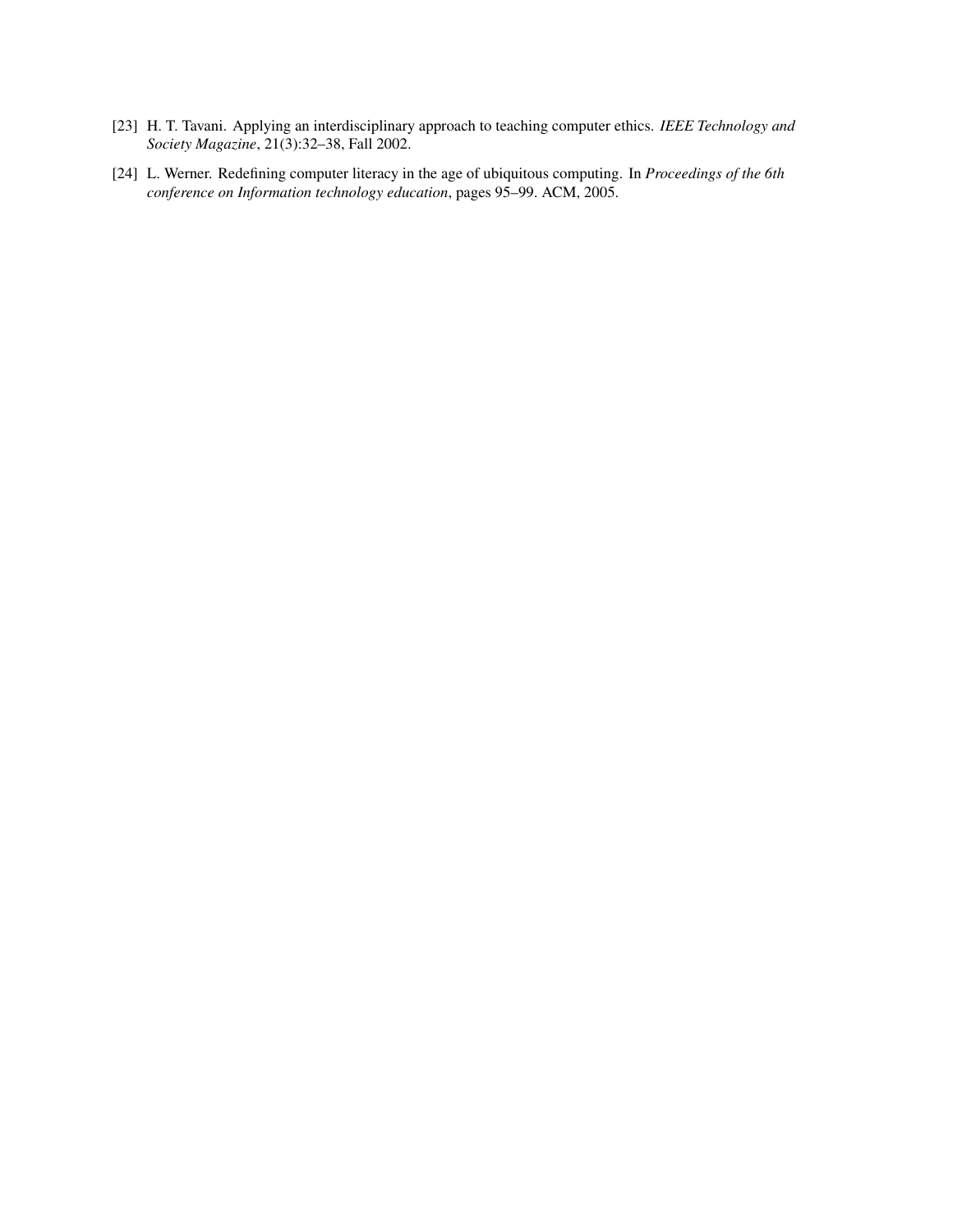[23] H. T. Tavani. Applying an interdisciplinary approach to teaching computer ethics. *IEEE Technology and Society Magazine*, 21(3):32–38, Fall 2002.

[24] L. Werner. Redefining computer literacy in the age of ubiquitous computing. In *Proceedings of the 6th conference on Information technology education*, pages 95–99. ACM, 2005.